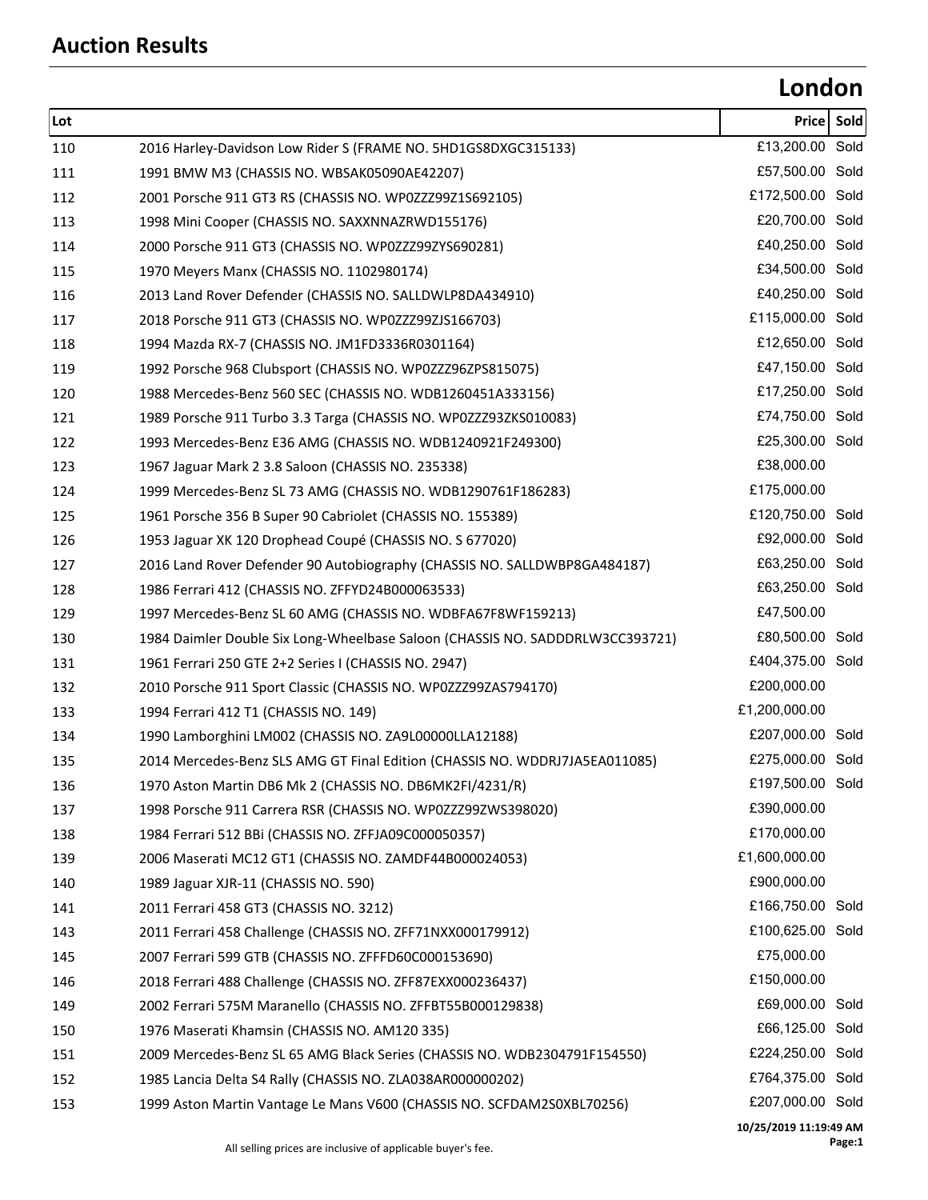# Auction Results

## London

| Lot | | Price | Sold |
|---|---|---|---|
| 110 | 2016 Harley-Davidson Low Rider S (FRAME NO. 5HD1GS8DXGC315133) | £13,200.00 | Sold |
| 111 | 1991 BMW M3 (CHASSIS NO. WBSAK05090AE42207) | £57,500.00 | Sold |
| 112 | 2001 Porsche 911 GT3 RS (CHASSIS NO. WP0ZZZ99Z1S692105) | £172,500.00 | Sold |
| 113 | 1998 Mini Cooper (CHASSIS NO. SAXXNNAZRWD155176) | £20,700.00 | Sold |
| 114 | 2000 Porsche 911 GT3 (CHASSIS NO. WP0ZZZ99ZYS690281) | £40,250.00 | Sold |
| 115 | 1970 Meyers Manx (CHASSIS NO. 1102980174) | £34,500.00 | Sold |
| 116 | 2013 Land Rover Defender (CHASSIS NO. SALLDWLP8DA434910) | £40,250.00 | Sold |
| 117 | 2018 Porsche 911 GT3 (CHASSIS NO. WP0ZZZ99ZJS166703) | £115,000.00 | Sold |
| 118 | 1994 Mazda RX-7 (CHASSIS NO. JM1FD3336R0301164) | £12,650.00 | Sold |
| 119 | 1992 Porsche 968 Clubsport (CHASSIS NO. WP0ZZZ96ZPS815075) | £47,150.00 | Sold |
| 120 | 1988 Mercedes-Benz 560 SEC (CHASSIS NO. WDB1260451A333156) | £17,250.00 | Sold |
| 121 | 1989 Porsche 911 Turbo 3.3 Targa (CHASSIS NO. WP0ZZZ93ZKS010083) | £74,750.00 | Sold |
| 122 | 1993 Mercedes-Benz E36 AMG (CHASSIS NO. WDB1240921F249300) | £25,300.00 | Sold |
| 123 | 1967 Jaguar Mark 2 3.8 Saloon (CHASSIS NO. 235338) | £38,000.00 | |
| 124 | 1999 Mercedes-Benz SL 73 AMG (CHASSIS NO. WDB1290761F186283) | £175,000.00 | |
| 125 | 1961 Porsche 356 B Super 90 Cabriolet (CHASSIS NO. 155389) | £120,750.00 | Sold |
| 126 | 1953 Jaguar XK 120 Drophead Coupé (CHASSIS NO. S 677020) | £92,000.00 | Sold |
| 127 | 2016 Land Rover Defender 90 Autobiography (CHASSIS NO. SALLDWBP8GA484187) | £63,250.00 | Sold |
| 128 | 1986 Ferrari 412 (CHASSIS NO. ZFFYD24B000063533) | £63,250.00 | Sold |
| 129 | 1997 Mercedes-Benz SL 60 AMG (CHASSIS NO. WDBFA67F8WF159213) | £47,500.00 | |
| 130 | 1984 Daimler Double Six Long-Wheelbase Saloon (CHASSIS NO. SADDDRLW3CC393721) | £80,500.00 | Sold |
| 131 | 1961 Ferrari 250 GTE 2+2 Series I (CHASSIS NO. 2947) | £404,375.00 | Sold |
| 132 | 2010 Porsche 911 Sport Classic (CHASSIS NO. WP0ZZZ99ZAS794170) | £200,000.00 | |
| 133 | 1994 Ferrari 412 T1 (CHASSIS NO. 149) | £1,200,000.00 | |
| 134 | 1990 Lamborghini LM002 (CHASSIS NO. ZA9L00000LLA12188) | £207,000.00 | Sold |
| 135 | 2014 Mercedes-Benz SLS AMG GT Final Edition (CHASSIS NO. WDDRJ7JA5EA011085) | £275,000.00 | Sold |
| 136 | 1970 Aston Martin DB6 Mk 2 (CHASSIS NO. DB6MK2FI/4231/R) | £197,500.00 | Sold |
| 137 | 1998 Porsche 911 Carrera RSR (CHASSIS NO. WP0ZZZ99ZWS398020) | £390,000.00 | |
| 138 | 1984 Ferrari 512 BBi (CHASSIS NO. ZFFJA09C000050357) | £170,000.00 | |
| 139 | 2006 Maserati MC12 GT1 (CHASSIS NO. ZAMDF44B000024053) | £1,600,000.00 | |
| 140 | 1989 Jaguar XJR-11 (CHASSIS NO. 590) | £900,000.00 | |
| 141 | 2011 Ferrari 458 GT3 (CHASSIS NO. 3212) | £166,750.00 | Sold |
| 143 | 2011 Ferrari 458 Challenge (CHASSIS NO. ZFF71NXX000179912) | £100,625.00 | Sold |
| 145 | 2007 Ferrari 599 GTB (CHASSIS NO. ZFFFD60C000153690) | £75,000.00 | |
| 146 | 2018 Ferrari 488 Challenge (CHASSIS NO. ZFF87EXX000236437) | £150,000.00 | |
| 149 | 2002 Ferrari 575M Maranello (CHASSIS NO. ZFFBT55B000129838) | £69,000.00 | Sold |
| 150 | 1976 Maserati Khamsin (CHASSIS NO. AM120 335) | £66,125.00 | Sold |
| 151 | 2009 Mercedes-Benz SL 65 AMG Black Series (CHASSIS NO. WDB2304791F154550) | £224,250.00 | Sold |
| 152 | 1985 Lancia Delta S4 Rally (CHASSIS NO. ZLA038AR000000202) | £764,375.00 | Sold |
| 153 | 1999 Aston Martin Vantage Le Mans V600 (CHASSIS NO. SCFDAM2S0XBL70256) | £207,000.00 | Sold |

10/25/2019 11:19:49 AM

All selling prices are inclusive of applicable buyer's fee.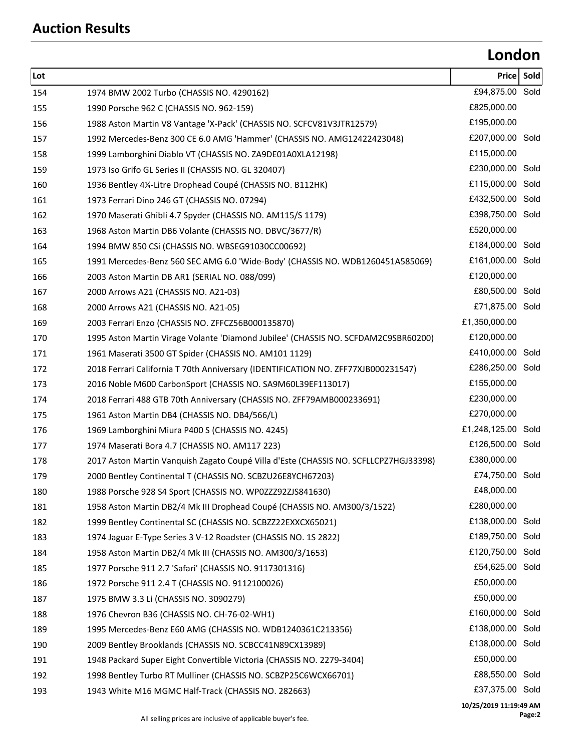## Auction Results

## London

| Lot | | Price | Sold |
|---|---|---|---|
| 154 | 1974 BMW 2002 Turbo (CHASSIS NO. 4290162) | £94,875.00 | Sold |
| 155 | 1990 Porsche 962 C (CHASSIS NO. 962-159) | £825,000.00 | |
| 156 | 1988 Aston Martin V8 Vantage 'X-Pack' (CHASSIS NO. SCFCV81V3JTR12579) | £195,000.00 | |
| 157 | 1992 Mercedes-Benz 300 CE 6.0 AMG 'Hammer' (CHASSIS NO. AMG12422423048) | £207,000.00 | Sold |
| 158 | 1999 Lamborghini Diablo VT (CHASSIS NO. ZA9DE01A0XLA12198) | £115,000.00 | |
| 159 | 1973 Iso Grifo GL Series II (CHASSIS NO. GL 320407) | £230,000.00 | Sold |
| 160 | 1936 Bentley 4¼-Litre Drophead Coupé (CHASSIS NO. B112HK) | £115,000.00 | Sold |
| 161 | 1973 Ferrari Dino 246 GT (CHASSIS NO. 07294) | £432,500.00 | Sold |
| 162 | 1970 Maserati Ghibli 4.7 Spyder (CHASSIS NO. AM115/S 1179) | £398,750.00 | Sold |
| 163 | 1968 Aston Martin DB6 Volante (CHASSIS NO. DBVC/3677/R) | £520,000.00 | |
| 164 | 1994 BMW 850 CSi (CHASSIS NO. WBSEG91030CC00692) | £184,000.00 | Sold |
| 165 | 1991 Mercedes-Benz 560 SEC AMG 6.0 'Wide-Body' (CHASSIS NO. WDB1260451A585069) | £161,000.00 | Sold |
| 166 | 2003 Aston Martin DB AR1 (SERIAL NO. 088/099) | £120,000.00 | |
| 167 | 2000 Arrows A21 (CHASSIS NO. A21-03) | £80,500.00 | Sold |
| 168 | 2000 Arrows A21 (CHASSIS NO. A21-05) | £71,875.00 | Sold |
| 169 | 2003 Ferrari Enzo (CHASSIS NO. ZFFCZ56B000135870) | £1,350,000.00 | |
| 170 | 1995 Aston Martin Virage Volante 'Diamond Jubilee' (CHASSIS NO. SCFDAM2C9SBR60200) | £120,000.00 | |
| 171 | 1961 Maserati 3500 GT Spider (CHASSIS NO. AM101 1129) | £410,000.00 | Sold |
| 172 | 2018 Ferrari California T 70th Anniversary (IDENTIFICATION NO. ZFF77XJB000231547) | £286,250.00 | Sold |
| 173 | 2016 Noble M600 CarbonSport (CHASSIS NO. SA9M60L39EF113017) | £155,000.00 | |
| 174 | 2018 Ferrari 488 GTB 70th Anniversary (CHASSIS NO. ZFF79AMB000233691) | £230,000.00 | |
| 175 | 1961 Aston Martin DB4 (CHASSIS NO. DB4/566/L) | £270,000.00 | |
| 176 | 1969 Lamborghini Miura P400 S (CHASSIS NO. 4245) | £1,248,125.00 | Sold |
| 177 | 1974 Maserati Bora 4.7 (CHASSIS NO. AM117 223) | £126,500.00 | Sold |
| 178 | 2017 Aston Martin Vanquish Zagato Coupé Villa d'Este (CHASSIS NO. SCFLLCPZ7HGJ33398) | £380,000.00 | |
| 179 | 2000 Bentley Continental T (CHASSIS NO. SCBZU26E8YCH67203) | £74,750.00 | Sold |
| 180 | 1988 Porsche 928 S4 Sport (CHASSIS NO. WP0ZZZ92ZJS841630) | £48,000.00 | |
| 181 | 1958 Aston Martin DB2/4 Mk III Drophead Coupé (CHASSIS NO. AM300/3/1522) | £280,000.00 | |
| 182 | 1999 Bentley Continental SC (CHASSIS NO. SCBZZ22EXXCX65021) | £138,000.00 | Sold |
| 183 | 1974 Jaguar E-Type Series 3 V-12 Roadster (CHASSIS NO. 1S 2822) | £189,750.00 | Sold |
| 184 | 1958 Aston Martin DB2/4 Mk III (CHASSIS NO. AM300/3/1653) | £120,750.00 | Sold |
| 185 | 1977 Porsche 911 2.7 'Safari' (CHASSIS NO. 9117301316) | £54,625.00 | Sold |
| 186 | 1972 Porsche 911 2.4 T (CHASSIS NO. 9112100026) | £50,000.00 | |
| 187 | 1975 BMW 3.3 Li (CHASSIS NO. 3090279) | £50,000.00 | |
| 188 | 1976 Chevron B36 (CHASSIS NO. CH-76-02-WH1) | £160,000.00 | Sold |
| 189 | 1995 Mercedes-Benz E60 AMG (CHASSIS NO. WDB1240361C213356) | £138,000.00 | Sold |
| 190 | 2009 Bentley Brooklands (CHASSIS NO. SCBCC41N89CX13989) | £138,000.00 | Sold |
| 191 | 1948 Packard Super Eight Convertible Victoria (CHASSIS NO. 2279-3404) | £50,000.00 | |
| 192 | 1998 Bentley Turbo RT Mulliner (CHASSIS NO. SCBZP25C6WCX66701) | £88,550.00 | Sold |
| 193 | 1943 White M16 MGMC Half-Track (CHASSIS NO. 282663) | £37,375.00 | Sold |

10/25/2019 11:19:49 AM

All selling prices are inclusive of applicable buyer's fee.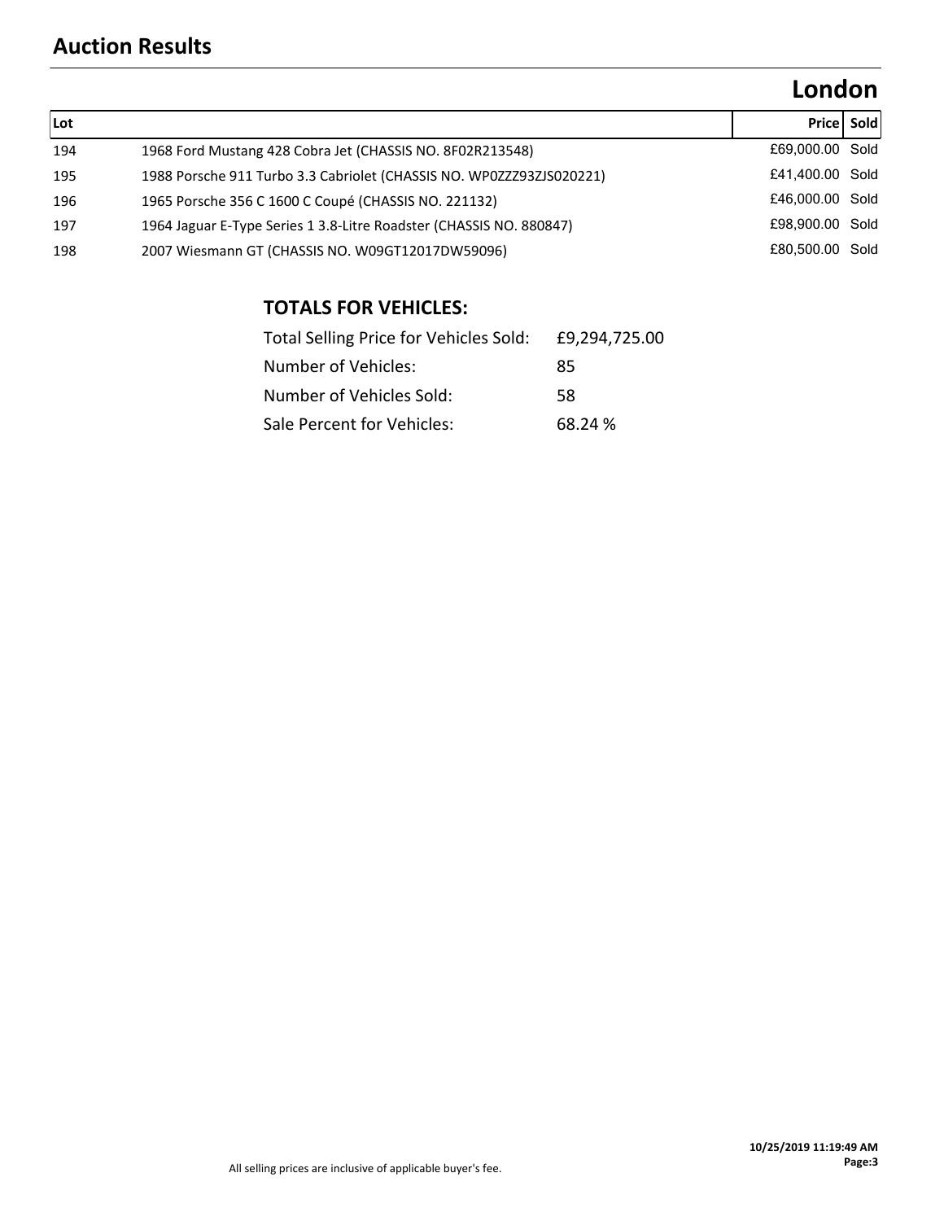## Auction Results

# London

| Lot | | Price | Sold |
|---|---|---|---|
| 194 | 1968 Ford Mustang 428 Cobra Jet (CHASSIS NO. 8F02R213548) | £69,000.00 | Sold |
| 195 | 1988 Porsche 911 Turbo 3.3 Cabriolet (CHASSIS NO. WP0ZZZ93ZJS020221) | £41,400.00 | Sold |
| 196 | 1965 Porsche 356 C 1600 C Coupé (CHASSIS NO. 221132) | £46,000.00 | Sold |
| 197 | 1964 Jaguar E-Type Series 1 3.8-Litre Roadster (CHASSIS NO. 880847) | £98,900.00 | Sold |
| 198 | 2007 Wiesmann GT (CHASSIS NO. W09GT12017DW59096) | £80,500.00 | Sold |

### TOTALS FOR VEHICLES:

| | |
|---|---|
| Total Selling Price for Vehicles Sold: | £9,294,725.00 |
| Number of Vehicles: | 85 |
| Number of Vehicles Sold: | 58 |
| Sale Percent for Vehicles: | 68.24 % |

10/25/2019 11:19:49 AM

All selling prices are inclusive of applicable buyer's fee.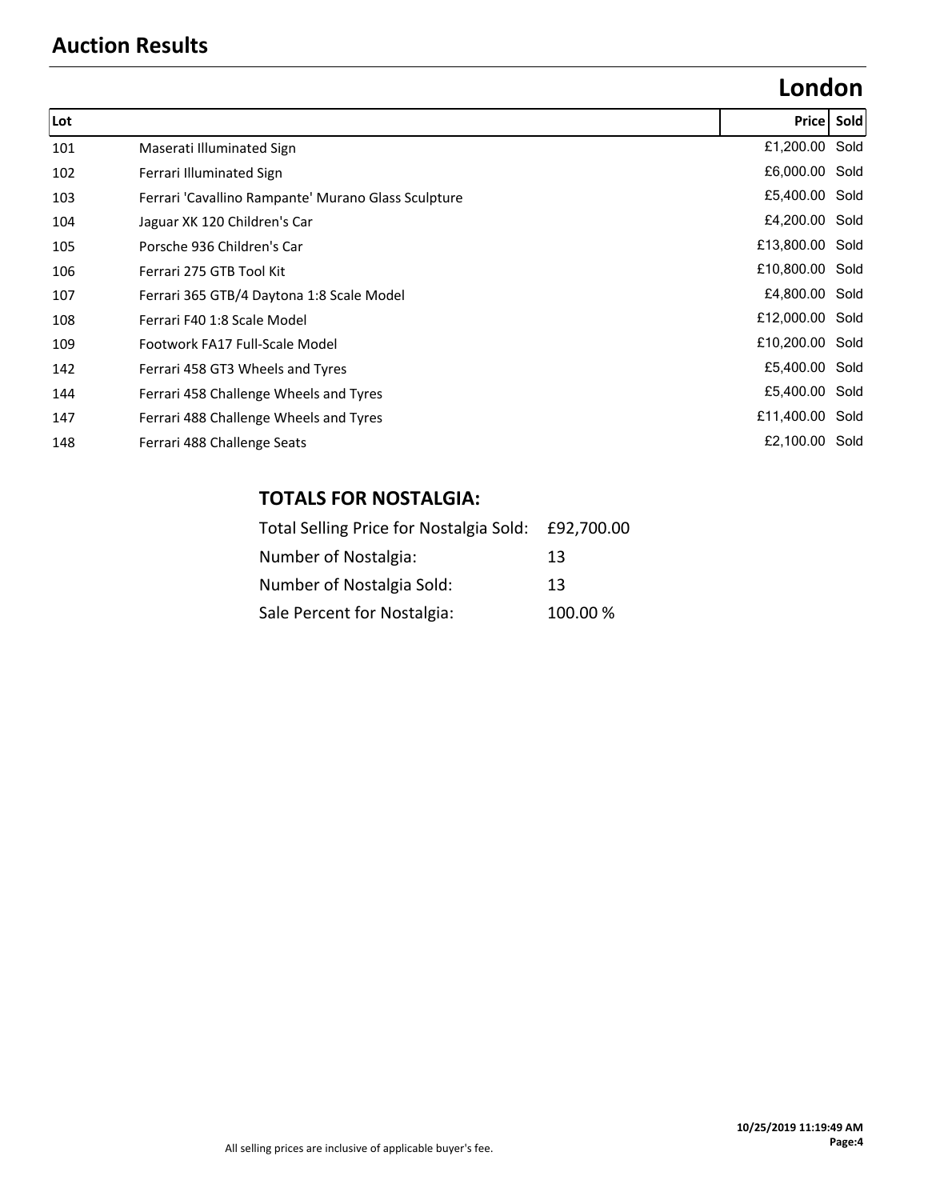## Auction Results

# London

| Lot | | Price | Sold |
|---|---|---|---|
| 101 | Maserati Illuminated Sign | £1,200.00 | Sold |
| 102 | Ferrari Illuminated Sign | £6,000.00 | Sold |
| 103 | Ferrari 'Cavallino Rampante' Murano Glass Sculpture | £5,400.00 | Sold |
| 104 | Jaguar XK 120 Children's Car | £4,200.00 | Sold |
| 105 | Porsche 936 Children's Car | £13,800.00 | Sold |
| 106 | Ferrari 275 GTB Tool Kit | £10,800.00 | Sold |
| 107 | Ferrari 365 GTB/4 Daytona 1:8 Scale Model | £4,800.00 | Sold |
| 108 | Ferrari F40 1:8 Scale Model | £12,000.00 | Sold |
| 109 | Footwork FA17 Full-Scale Model | £10,200.00 | Sold |
| 142 | Ferrari 458 GT3 Wheels and Tyres | £5,400.00 | Sold |
| 144 | Ferrari 458 Challenge Wheels and Tyres | £5,400.00 | Sold |
| 147 | Ferrari 488 Challenge Wheels and Tyres | £11,400.00 | Sold |
| 148 | Ferrari 488 Challenge Seats | £2,100.00 | Sold |

### TOTALS FOR NOSTALGIA:

| | |
|---|---|
| Total Selling Price for Nostalgia Sold: | £92,700.00 |
| Number of Nostalgia: | 13 |
| Number of Nostalgia Sold: | 13 |
| Sale Percent for Nostalgia: | 100.00 % |

All selling prices are inclusive of applicable buyer's fee.

10/25/2019 11:19:49 AM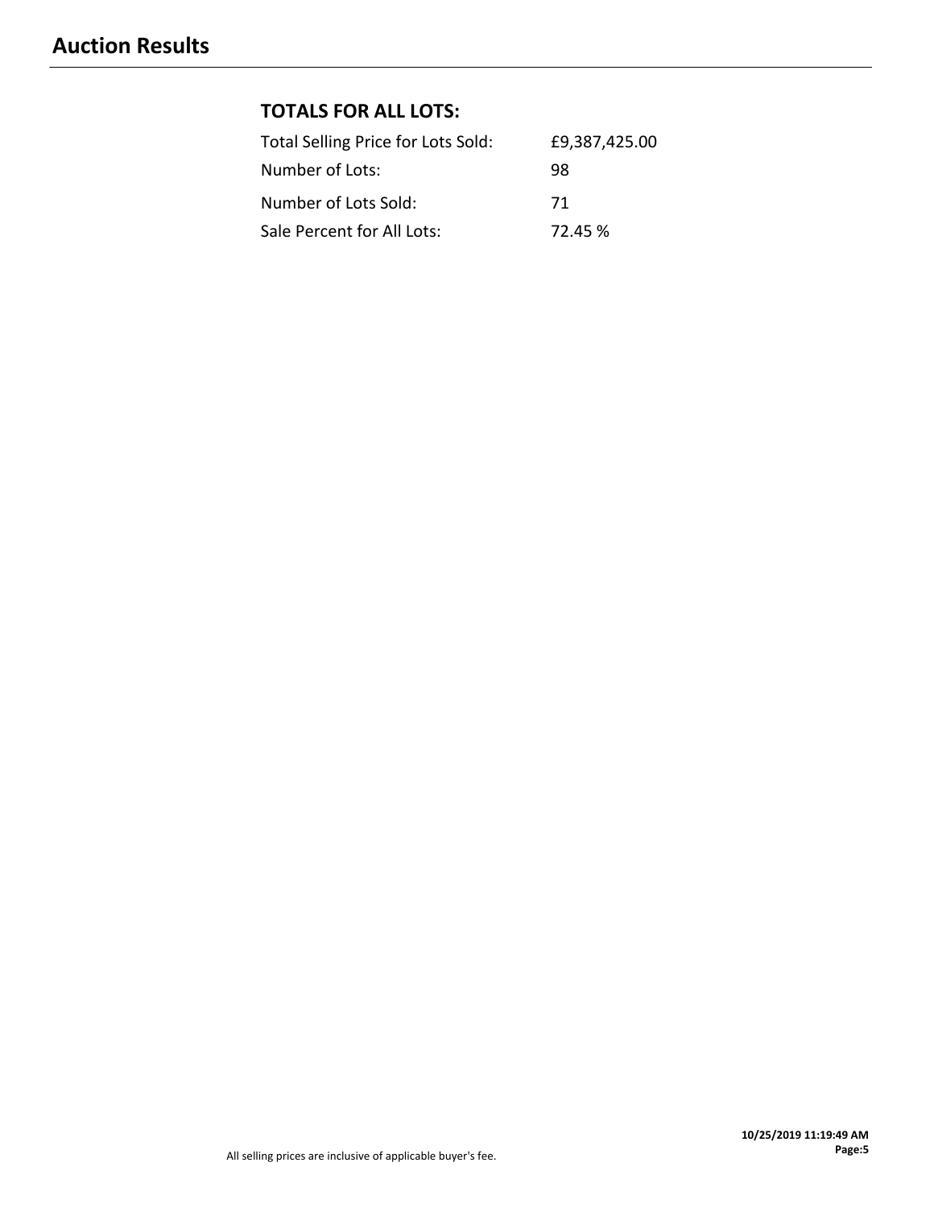# Auction Results

## TOTALS FOR ALL LOTS:

| | |
|---|---|
| Total Selling Price for Lots Sold: | £9,387,425.00 |
| Number of Lots: | 98 |
| Number of Lots Sold: | 71 |
| Sale Percent for All Lots: | 72.45 % |

All selling prices are inclusive of applicable buyer's fee.

10/25/2019 11:19:49 AM